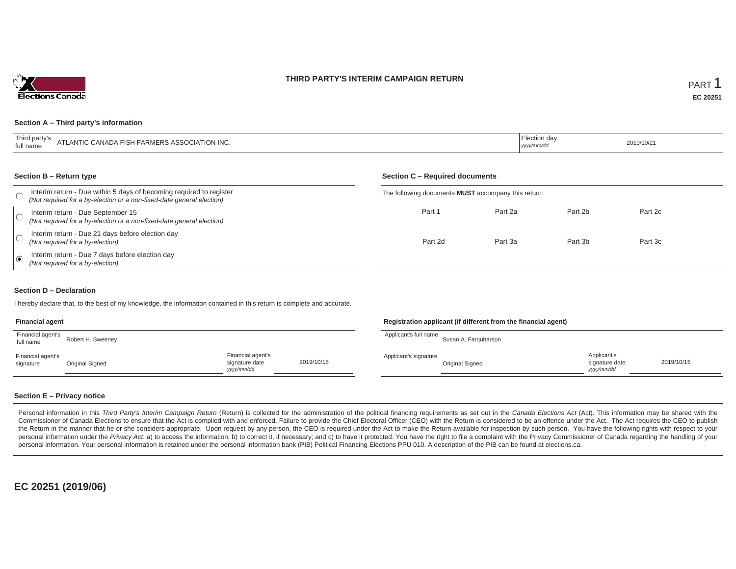# THIRD PARTY'S INTERIM CAMPAIGN RETURN

PART 1

**EC 20251**

### Section A – Third party's information

| Third party's full name | ATLANTIC CANADA FISH FARMERS ASSOCIATION INC. | Election day *yyyy/mm/dd* | 2019/10/21 |
|---|---|---|---|

### Section B – Return type

- ○ Interim return - Due within 5 days of becoming required to register *(Not required for a by-election or a non-fixed-date general election)*
- ○ Interim return - Due September 15 *(Not required for a by-election or a non-fixed-date general election)*
- ○ Interim return - Due 21 days before election day *(Not required for a by-election)*
- ◉ Interim return - Due 7 days before election day *(Not required for a by-election)*

### Section C – Required documents

The following documents **MUST** accompany this return:

| Part 1 | Part 2a | Part 2b | Part 2c |
|---|---|---|---|
| Part 2d | Part 3a | Part 3b | Part 3c |

### Section D – Declaration

I hereby declare that, to the best of my knowledge, the information contained in this return is complete and accurate.

**Financial agent**

| Financial agent's full name | Robert H. Sweeney | | |
|---|---|---|---|
| Financial agent's signature | Original Signed | Financial agent's signature date *yyyy/mm/dd* | 2019/10/15 |

**Registration applicant (if different from the financial agent)**

| Applicant's full name | Susan A. Farquharson | | |
|---|---|---|---|
| Applicant's signature | Original Signed | Applicant's signature date *yyyy/mm/dd* | 2019/10/15 |

### Section E – Privacy notice

Personal information in this *Third Party's Interim Campaign Return* (Return) is collected for the administration of the political financing requirements as set out in the *Canada Elections Act* (Act). This information may be shared with the Commissioner of Canada Elections to ensure that the Act is complied with and enforced. Failure to provide the Chief Electoral Officer (CEO) with the Return is considered to be an offence under the Act. The Act requires the CEO to publish the Return in the manner that he or she considers appropriate. Upon request by any person, the CEO is required under the Act to make the Return available for inspection by such person. You have the following rights with respect to your personal information under the *Privacy Act*: a) to access the information; b) to correct it, if necessary; and c) to have it protected. You have the right to file a complaint with the Privacy Commissioner of Canada regarding the handling of your personal information. Your personal information is retained under the personal information bank (PIB) Political Financing Elections PPU 010. A description of the PIB can be found at elections.ca.

**EC 20251 (2019/06)**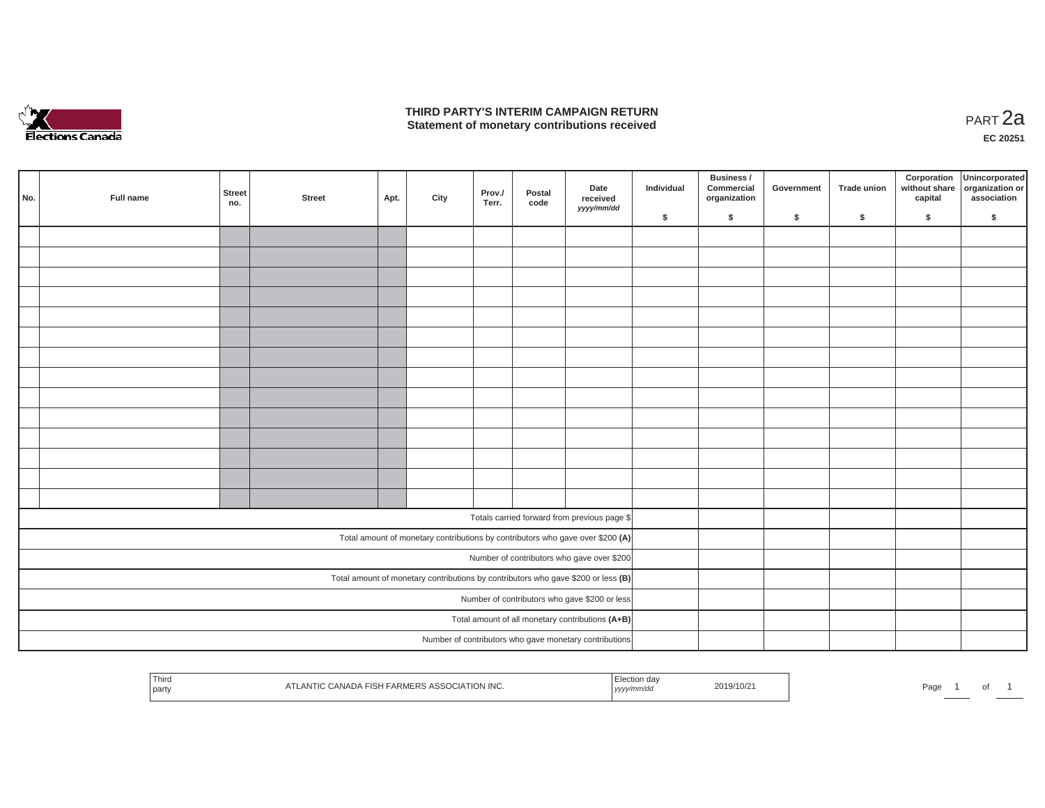# THIRD PARTY'S INTERIM CAMPAIGN RETURN
## Statement of monetary contributions received

PART 2a

EC 20251

| No. | Full name | Street no. | Street | Apt. | City | Prov./ Terr. | Postal code | Date received yyyy/mm/dd | Individual $ | Business / Commercial organization $ | Government $ | Trade union $ | Corporation without share capital $ | Unincorporated organization or association $ |
|---|---|---|---|---|---|---|---|---|---|---|---|---|---|---|
| | | | | | | | | | | | | | | |
| | | | | | | | | | | | | | | |
| | | | | | | | | | | | | | | |
| | | | | | | | | | | | | | | |
| | | | | | | | | | | | | | | |
| | | | | | | | | | | | | | | |
| | | | | | | | | | | | | | | |
| | | | | | | | | | | | | | | |
| | | | | | | | | | | | | | | |
| | | | | | | | | | | | | | | |
| | | | | | | | | | | | | | | |
| | | | | | | | | | | | | | | |
| | | | | | | | | | | | | | | |
| | | | | | | | | | | | | | | |
| Totals carried forward from previous page $ | | | | | | | | | | | | | | |
| Total amount of monetary contributions by contributors who gave over $200 **(A)** | | | | | | | | | | | | | | |
| Number of contributors who gave over $200 | | | | | | | | | | | | | | |
| Total amount of monetary contributions by contributors who gave $200 or less **(B)** | | | | | | | | | | | | | | |
| Number of contributors who gave $200 or less | | | | | | | | | | | | | | |
| Total amount of all monetary contributions **(A+B)** | | | | | | | | | | | | | | |
| Number of contributors who gave monetary contributions | | | | | | | | | | | | | | |

| Third party | ATLANTIC CANADA FISH FARMERS ASSOCIATION INC. | Election day yyyy/mm/dd | 2019/10/21 |
|---|---|---|---|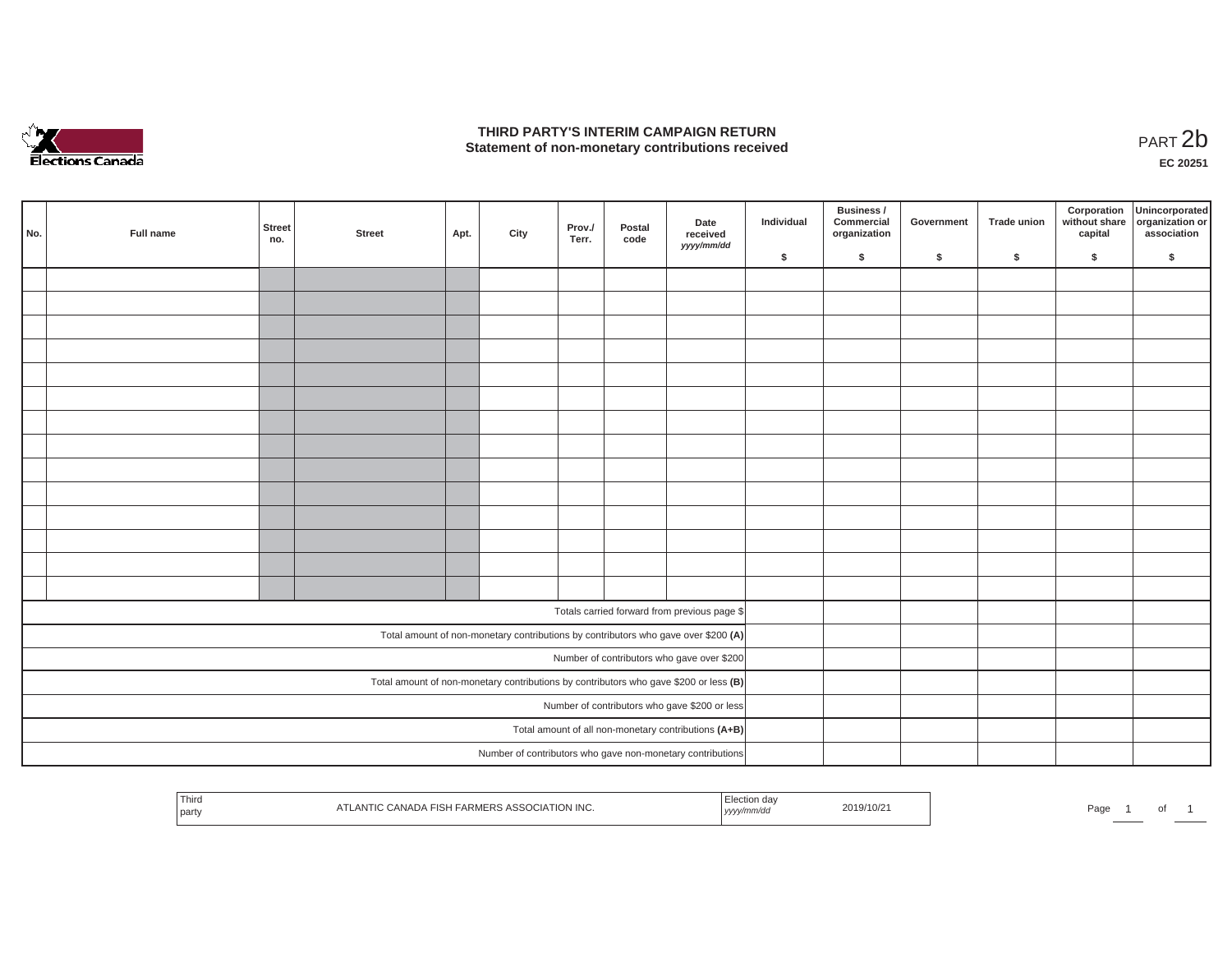# THIRD PARTY'S INTERIM CAMPAIGN RETURN
## Statement of non-monetary contributions received

PART 2b

**EC 20251**

| No. | Full name | Street no. | Street | Apt. | City | Prov./ Terr. | Postal code | Date received *yyyy/mm/dd* | Individual $ | Business / Commercial organization $ | Government $ | Trade union $ | Corporation without share capital $ | Unincorporated organization or association $ |
|---|---|---|---|---|---|---|---|---|---|---|---|---|---|---|
| | | | | | | | | | | | | | | |
| | | | | | | | | | | | | | | |
| | | | | | | | | | | | | | | |
| | | | | | | | | | | | | | | |
| | | | | | | | | | | | | | | |
| | | | | | | | | | | | | | | |
| | | | | | | | | | | | | | | |
| | | | | | | | | | | | | | | |
| | | | | | | | | | | | | | | |
| | | | | | | | | | | | | | | |
| | | | | | | | | | | | | | | |
| | | | | | | | | | | | | | | |
| | | | | | | | | | | | | | | |
| | | | | | | | | | | | | | | |
| Totals carried forward from previous page $ | | | | | | | | | | | | | | |
| Total amount of non-monetary contributions by contributors who gave over $200 **(A)** | | | | | | | | | | | | | | |
| Number of contributors who gave over $200 | | | | | | | | | | | | | | |
| Total amount of non-monetary contributions by contributors who gave $200 or less **(B)** | | | | | | | | | | | | | | |
| Number of contributors who gave $200 or less | | | | | | | | | | | | | | |
| Total amount of all non-monetary contributions **(A+B)** | | | | | | | | | | | | | | |
| Number of contributors who gave non-monetary contributions | | | | | | | | | | | | | | |

| Third party | ATLANTIC CANADA FISH FARMERS ASSOCIATION INC. | Election day *yyyy/mm/dd* | 2019/10/21 |
|---|---|---|---|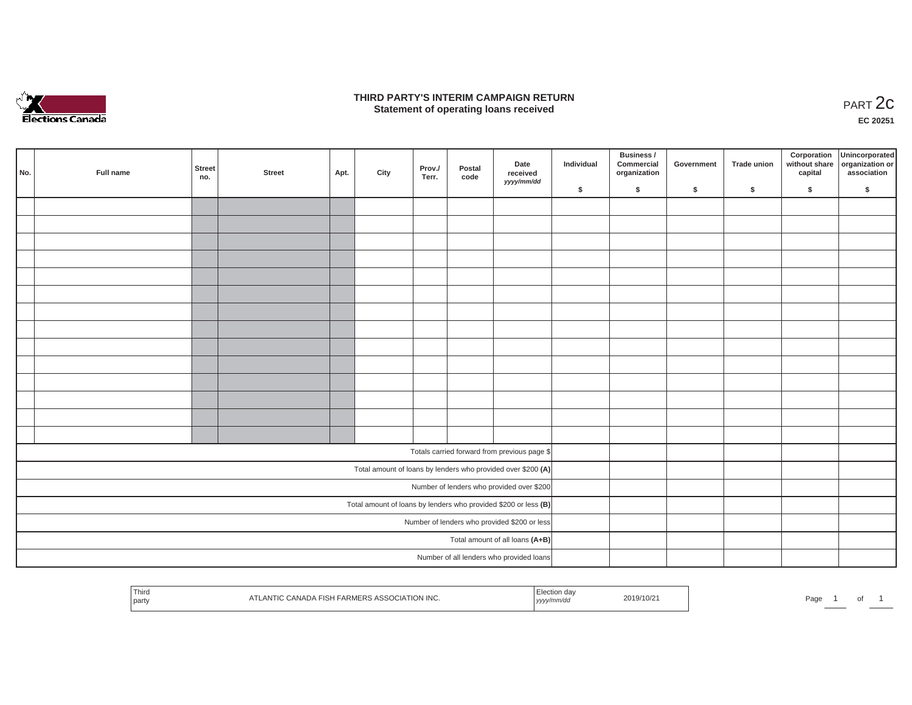# THIRD PARTY'S INTERIM CAMPAIGN RETURN
## Statement of operating loans received

PART 2c

EC 20251

| No. | Full name | Street no. | Street | Apt. | City | Prov./ Terr. | Postal code | Date received yyyy/mm/dd | Individual $ | Business / Commercial organization $ | Government $ | Trade union $ | Corporation without share capital $ | Unincorporated organization or association $ |
|---|---|---|---|---|---|---|---|---|---|---|---|---|---|---|
| | | | | | | | | | | | | | | |
| | | | | | | | | | | | | | | |
| | | | | | | | | | | | | | | |
| | | | | | | | | | | | | | | |
| | | | | | | | | | | | | | | |
| | | | | | | | | | | | | | | |
| | | | | | | | | | | | | | | |
| | | | | | | | | | | | | | | |
| | | | | | | | | | | | | | | |
| | | | | | | | | | | | | | | |
| | | | | | | | | | | | | | | |
| | | | | | | | | | | | | | | |
| | | | | | | | | | | | | | | |
| | | | | | | | | | | | | | | |
| Totals carried forward from previous page $ | | | | | | | | | | | | | | |
| Total amount of loans by lenders who provided over $200 **(A)** | | | | | | | | | | | | | | |
| Number of lenders who provided over $200 | | | | | | | | | | | | | | |
| Total amount of loans by lenders who provided $200 or less **(B)** | | | | | | | | | | | | | | |
| Number of lenders who provided $200 or less | | | | | | | | | | | | | | |
| Total amount of all loans **(A+B)** | | | | | | | | | | | | | | |
| Number of all lenders who provided loans | | | | | | | | | | | | | | |

| Third party | ATLANTIC CANADA FISH FARMERS ASSOCIATION INC. | Election day yyyy/mm/dd | 2019/10/21 |
|---|---|---|---|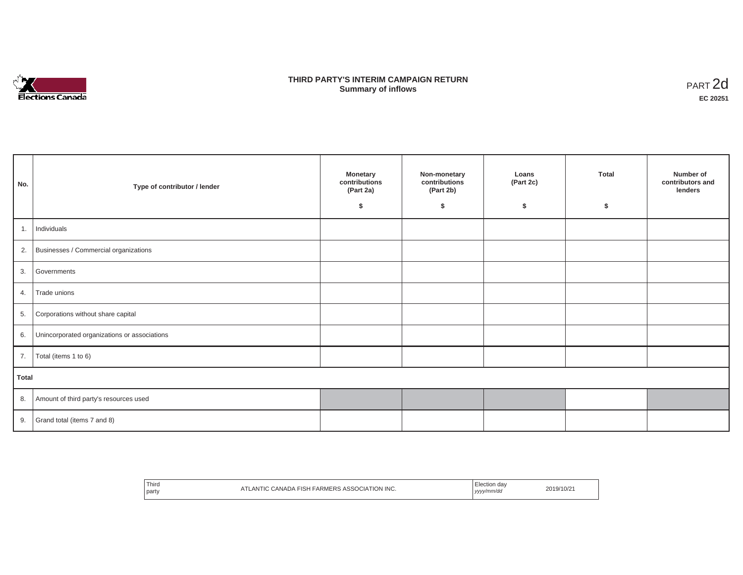# THIRD PARTY'S INTERIM CAMPAIGN RETURN
## Summary of inflows

PART 2d

**EC 20251**

| No. | Type of contributor / lender | Monetary contributions (Part 2a) $ | Non-monetary contributions (Part 2b) $ | Loans (Part 2c) $ | Total $ | Number of contributors and lenders |
|---|---|---|---|---|---|---|
| 1. | Individuals | | | | | |
| 2. | Businesses / Commercial organizations | | | | | |
| 3. | Governments | | | | | |
| 4. | Trade unions | | | | | |
| 5. | Corporations without share capital | | | | | |
| 6. | Unincorporated organizations or associations | | | | | |
| 7. | Total (items 1 to 6) | | | | | |
| **Total** | | | | | | |
| 8. | Amount of third party's resources used | | | | | |
| 9. | Grand total (items 7 and 8) | | | | | |

| Third party | ATLANTIC CANADA FISH FARMERS ASSOCIATION INC. | Election day *yyyy/mm/dd* | 2019/10/21 |
|---|---|---|---|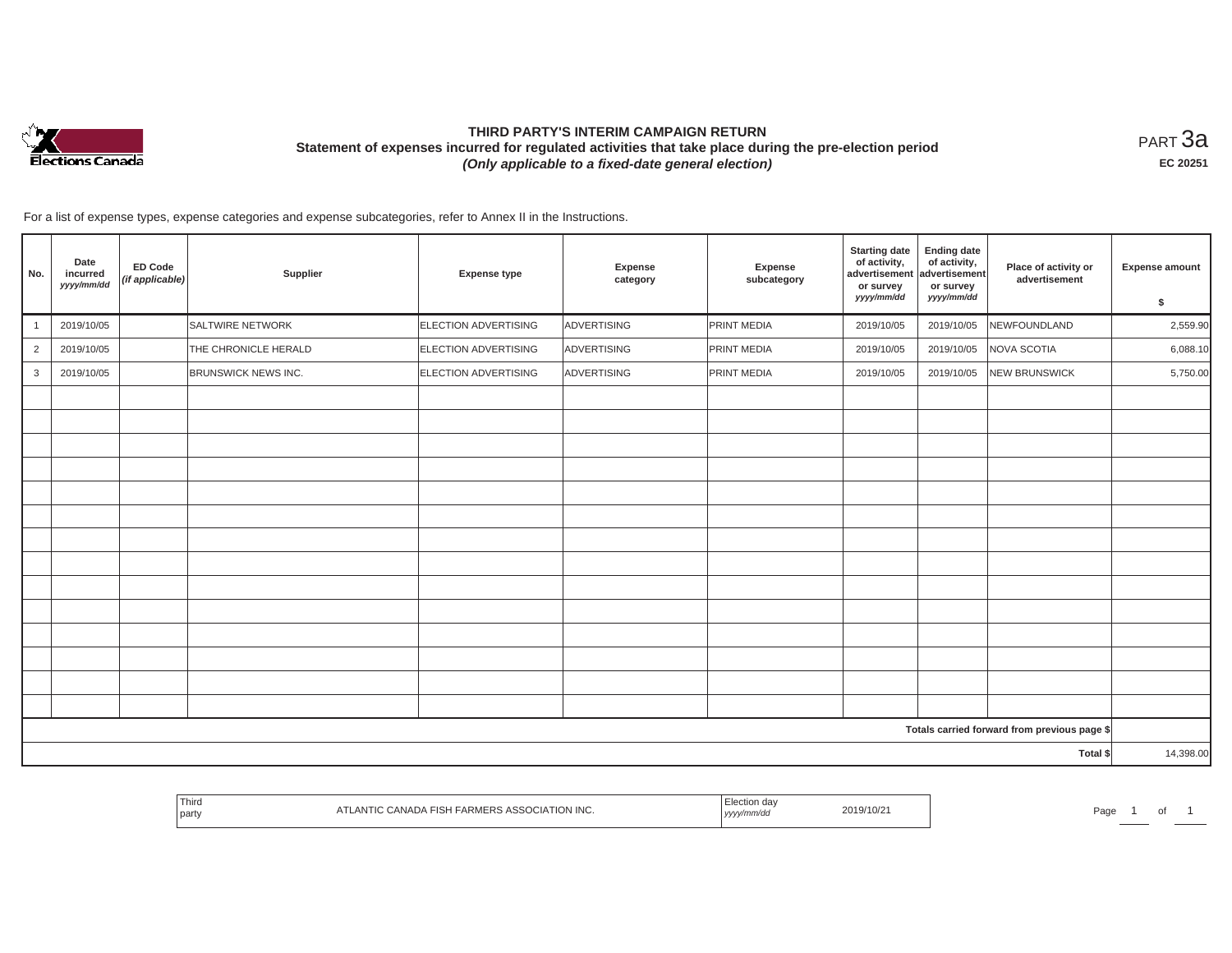# THIRD PARTY'S INTERIM CAMPAIGN RETURN

## Statement of expenses incurred for regulated activities that take place during the pre-election period

### *(Only applicable to a fixed-date general election)*

PART 3a

**EC 20251**

For a list of expense types, expense categories and expense subcategories, refer to Annex II in the Instructions.

| No. | Date incurred *yyyy/mm/dd* | ED Code *(if applicable)* | Supplier | Expense type | Expense category | Expense subcategory | Starting date of activity, advertisement or survey *yyyy/mm/dd* | Ending date of activity, advertisement or survey *yyyy/mm/dd* | Place of activity or advertisement | Expense amount $ |
|---|---|---|---|---|---|---|---|---|---|---|
| 1 | 2019/10/05 | | SALTWIRE NETWORK | ELECTION ADVERTISING | ADVERTISING | PRINT MEDIA | 2019/10/05 | 2019/10/05 | NEWFOUNDLAND | 2,559.90 |
| 2 | 2019/10/05 | | THE CHRONICLE HERALD | ELECTION ADVERTISING | ADVERTISING | PRINT MEDIA | 2019/10/05 | 2019/10/05 | NOVA SCOTIA | 6,088.10 |
| 3 | 2019/10/05 | | BRUNSWICK NEWS INC. | ELECTION ADVERTISING | ADVERTISING | PRINT MEDIA | 2019/10/05 | 2019/10/05 | NEW BRUNSWICK | 5,750.00 |
| | | | | | | | | | | |
| | | | | | | | | | | |
| | | | | | | | | | | |
| | | | | | | | | | | |
| | | | | | | | | | | |
| | | | | | | | | | | |
| | | | | | | | | | | |
| | | | | | | | | | | |
| | | | | | | | | | | |
| | | | | | | | | | | |
| | | | | | | | | | | |
| | | | | | | | | | | |
| | | | | | | | | | | |
| | | | | | | | | | | |
| | | | | | | | | | Totals carried forward from previous page $ | |
| | | | | | | | | | Total $ | 14,398.00 |

| Third party | ATLANTIC CANADA FISH FARMERS ASSOCIATION INC. | Election day *yyyy/mm/dd* | 2019/10/21 |
|---|---|---|---|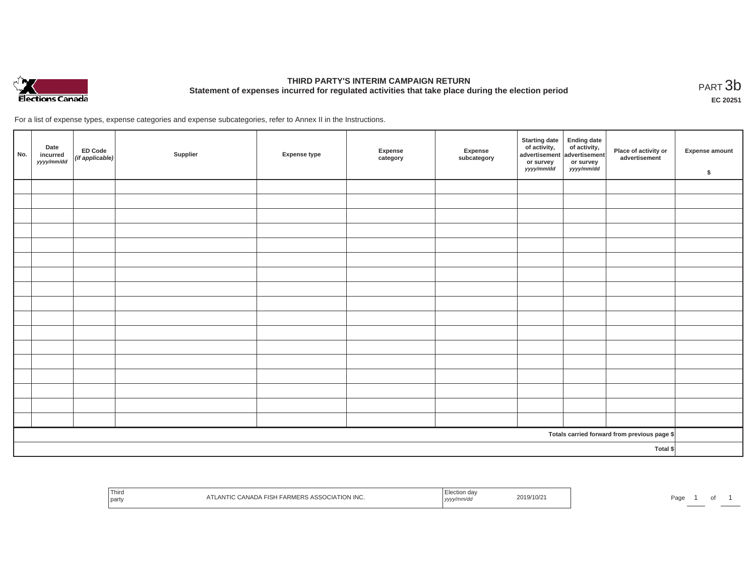# THIRD PARTY'S INTERIM CAMPAIGN RETURN

## Statement of expenses incurred for regulated activities that take place during the election period

PART 3b

**EC 20251**

For a list of expense types, expense categories and expense subcategories, refer to Annex II in the Instructions.

| No. | Date incurred *yyyy/mm/dd* | ED Code *(if applicable)* | Supplier | Expense type | Expense category | Expense subcategory | Starting date of activity, advertisement or survey *yyyy/mm/dd* | Ending date of activity, advertisement or survey *yyyy/mm/dd* | Place of activity or advertisement | Expense amount $ |
|---|---|---|---|---|---|---|---|---|---|---|
| | | | | | | | | | | |
| | | | | | | | | | | |
| | | | | | | | | | | |
| | | | | | | | | | | |
| | | | | | | | | | | |
| | | | | | | | | | | |
| | | | | | | | | | | |
| | | | | | | | | | | |
| | | | | | | | | | | |
| | | | | | | | | | | |
| | | | | | | | | | | |
| | | | | | | | | | | |
| | | | | | | | | | | |
| | | | | | | | | | | |
| | | | | | | | | | | |
| | | | | | | | | | | |
| | | | | | | | | | | |
| Totals carried forward from previous page $ | | | | | | | | | | |
| Total $ | | | | | | | | | | |

| Third party | ATLANTIC CANADA FISH FARMERS ASSOCIATION INC. | Election day *yyyy/mm/dd* | 2019/10/21 |
|---|---|---|---|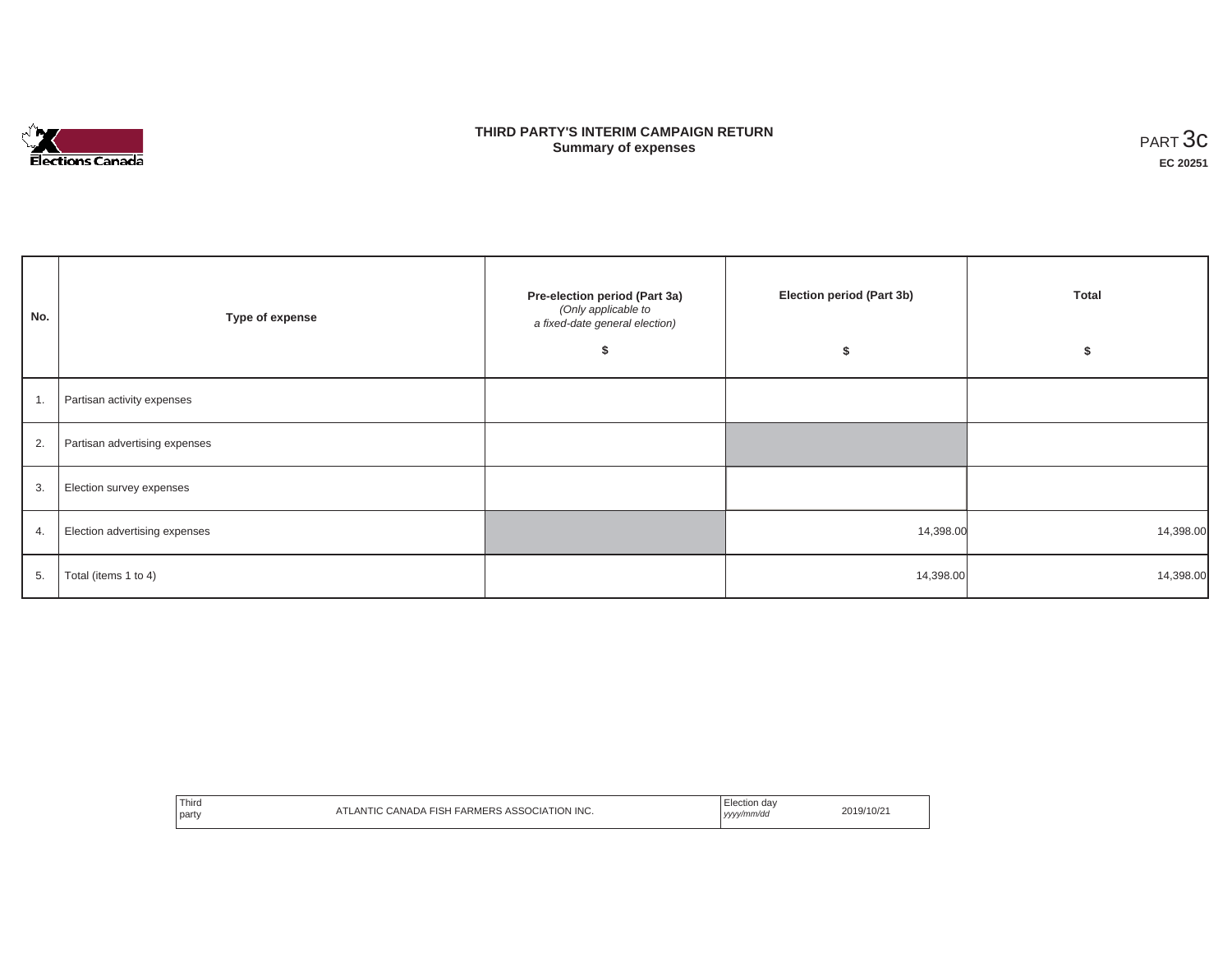Elections Canada

# THIRD PARTY'S INTERIM CAMPAIGN RETURN
## Summary of expenses

PART 3c

**EC 20251**

| No. | Type of expense | Pre-election period (Part 3a) *(Only applicable to a fixed-date general election)* $ | Election period (Part 3b) $ | Total $ |
|---|---|---|---|---|
| 1. | Partisan activity expenses | | | |
| 2. | Partisan advertising expenses | | | |
| 3. | Election survey expenses | | | |
| 4. | Election advertising expenses | | 14,398.00 | 14,398.00 |
| 5. | Total (items 1 to 4) | | 14,398.00 | 14,398.00 |

| Third party | ATLANTIC CANADA FISH FARMERS ASSOCIATION INC. | Election day *yyyy/mm/dd* | 2019/10/21 |
|---|---|---|---|